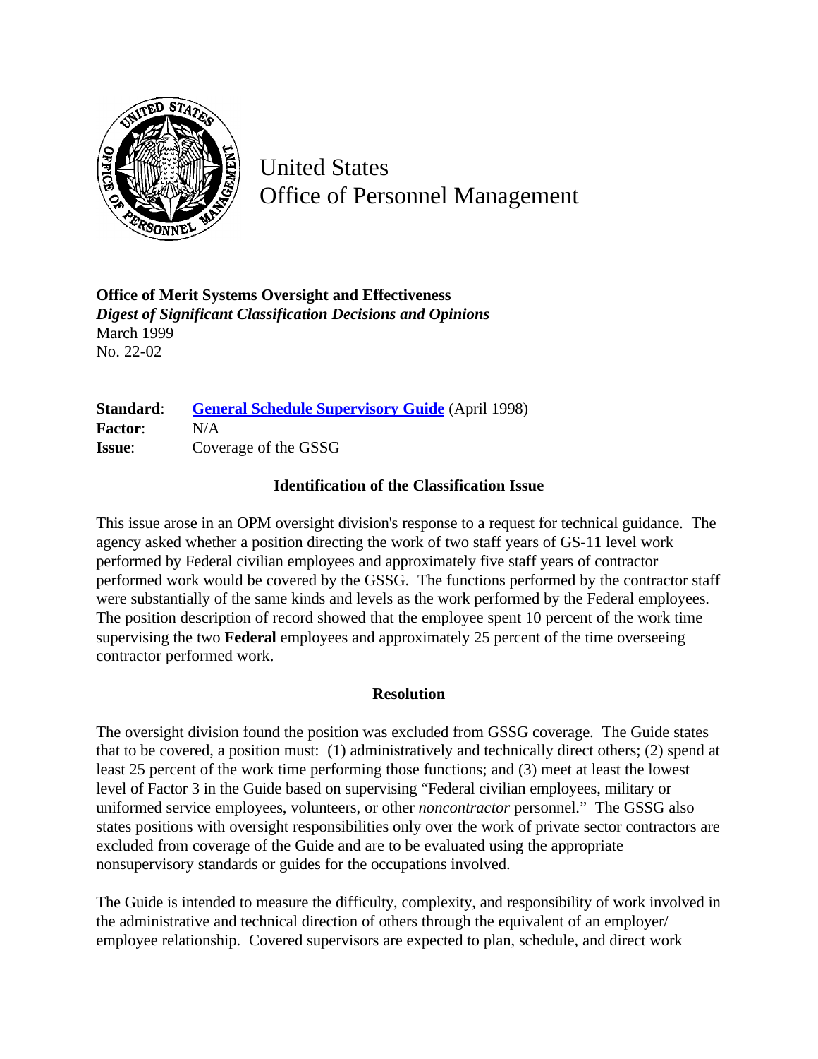United States
Office of Personnel Management

**Office of Merit Systems Oversight and Effectiveness**
***Digest of Significant Classification Decisions and Opinions***
March 1999
No. 22-02

**Standard**: **General Schedule Supervisory Guide** (April 1998)
**Factor**: N/A
**Issue**: Coverage of the GSSG

### Identification of the Classification Issue

This issue arose in an OPM oversight division's response to a request for technical guidance. The agency asked whether a position directing the work of two staff years of GS-11 level work performed by Federal civilian employees and approximately five staff years of contractor performed work would be covered by the GSSG. The functions performed by the contractor staff were substantially of the same kinds and levels as the work performed by the Federal employees. The position description of record showed that the employee spent 10 percent of the work time supervising the two **Federal** employees and approximately 25 percent of the time overseeing contractor performed work.

### Resolution

The oversight division found the position was excluded from GSSG coverage. The Guide states that to be covered, a position must: (1) administratively and technically direct others; (2) spend at least 25 percent of the work time performing those functions; and (3) meet at least the lowest level of Factor 3 in the Guide based on supervising "Federal civilian employees, military or uniformed service employees, volunteers, or other *noncontractor* personnel." The GSSG also states positions with oversight responsibilities only over the work of private sector contractors are excluded from coverage of the Guide and are to be evaluated using the appropriate nonsupervisory standards or guides for the occupations involved.

The Guide is intended to measure the difficulty, complexity, and responsibility of work involved in the administrative and technical direction of others through the equivalent of an employer/ employee relationship. Covered supervisors are expected to plan, schedule, and direct work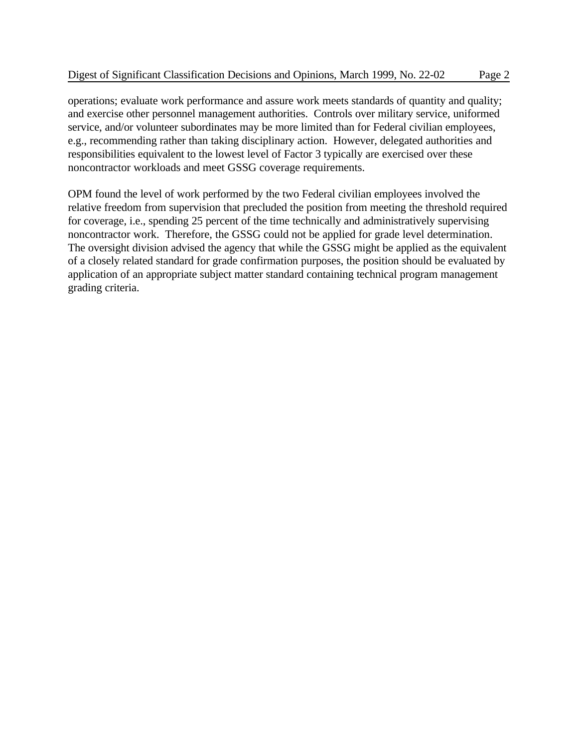operations; evaluate work performance and assure work meets standards of quantity and quality; and exercise other personnel management authorities. Controls over military service, uniformed service, and/or volunteer subordinates may be more limited than for Federal civilian employees, e.g., recommending rather than taking disciplinary action. However, delegated authorities and responsibilities equivalent to the lowest level of Factor 3 typically are exercised over these noncontractor workloads and meet GSSG coverage requirements.

OPM found the level of work performed by the two Federal civilian employees involved the relative freedom from supervision that precluded the position from meeting the threshold required for coverage, i.e., spending 25 percent of the time technically and administratively supervising noncontractor work. Therefore, the GSSG could not be applied for grade level determination. The oversight division advised the agency that while the GSSG might be applied as the equivalent of a closely related standard for grade confirmation purposes, the position should be evaluated by application of an appropriate subject matter standard containing technical program management grading criteria.